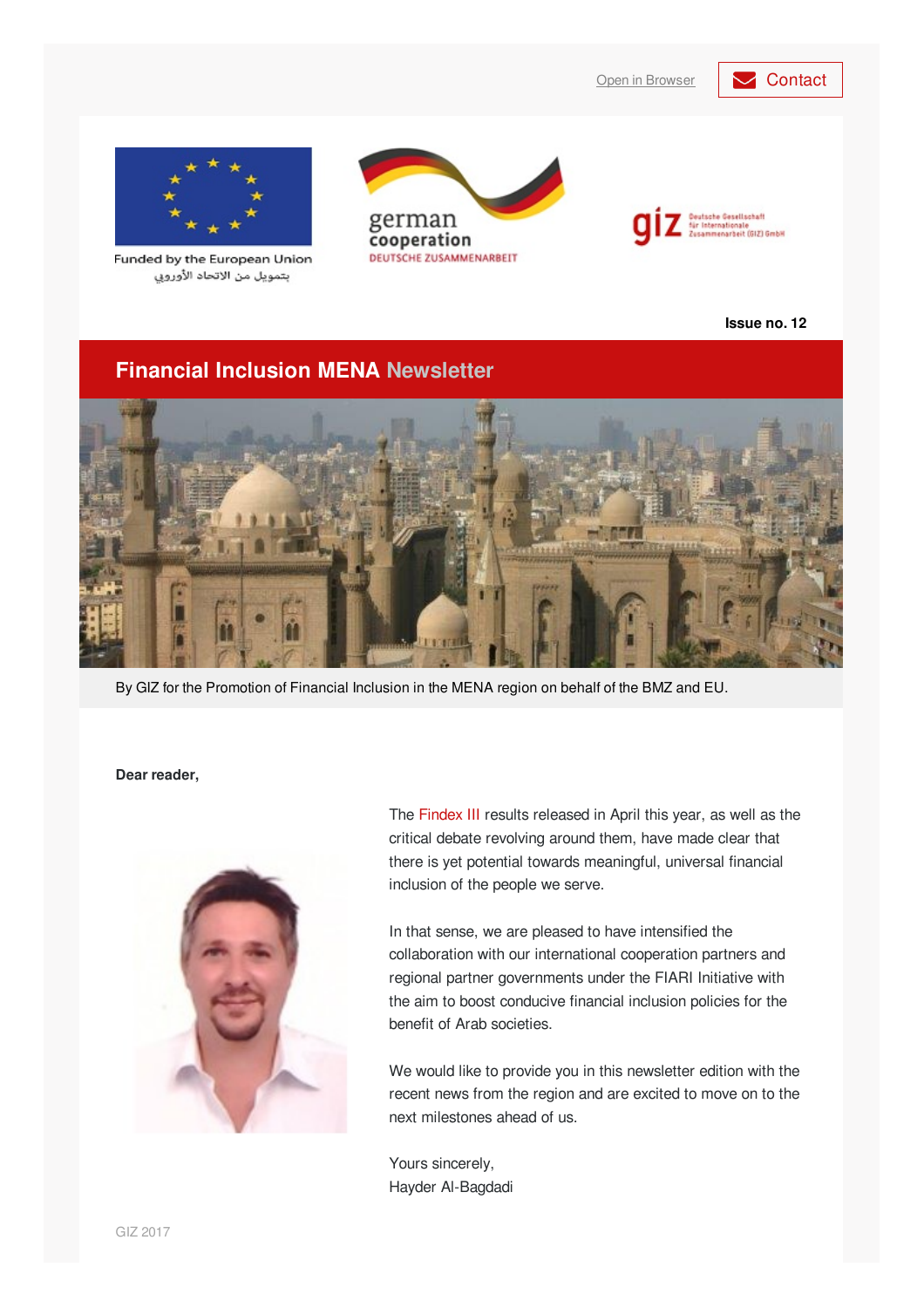Open in Browser | Contact

Funded by the European Union
بتمويل من الاتحاد الأوروبي

german cooperation
DEUTSCHE ZUSAMMENARBEIT

giz Deutsche Gesellschaft für Internationale Zusammenarbeit (GIZ) GmbH

**Issue no. 12**

# Financial Inclusion MENA Newsletter

By GIZ for the Promotion of Financial Inclusion in the MENA region on behalf of the BMZ and EU.

**Dear reader,**

The Findex III results released in April this year, as well as the critical debate revolving around them, have made clear that there is yet potential towards meaningful, universal financial inclusion of the people we serve.

In that sense, we are pleased to have intensified the collaboration with our international cooperation partners and regional partner governments under the FIARI Initiative with the aim to boost conducive financial inclusion policies for the benefit of Arab societies.

We would like to provide you in this newsletter edition with the recent news from the region and are excited to move on to the next milestones ahead of us.

Yours sincerely,
Hayder Al-Bagdadi

GIZ 2017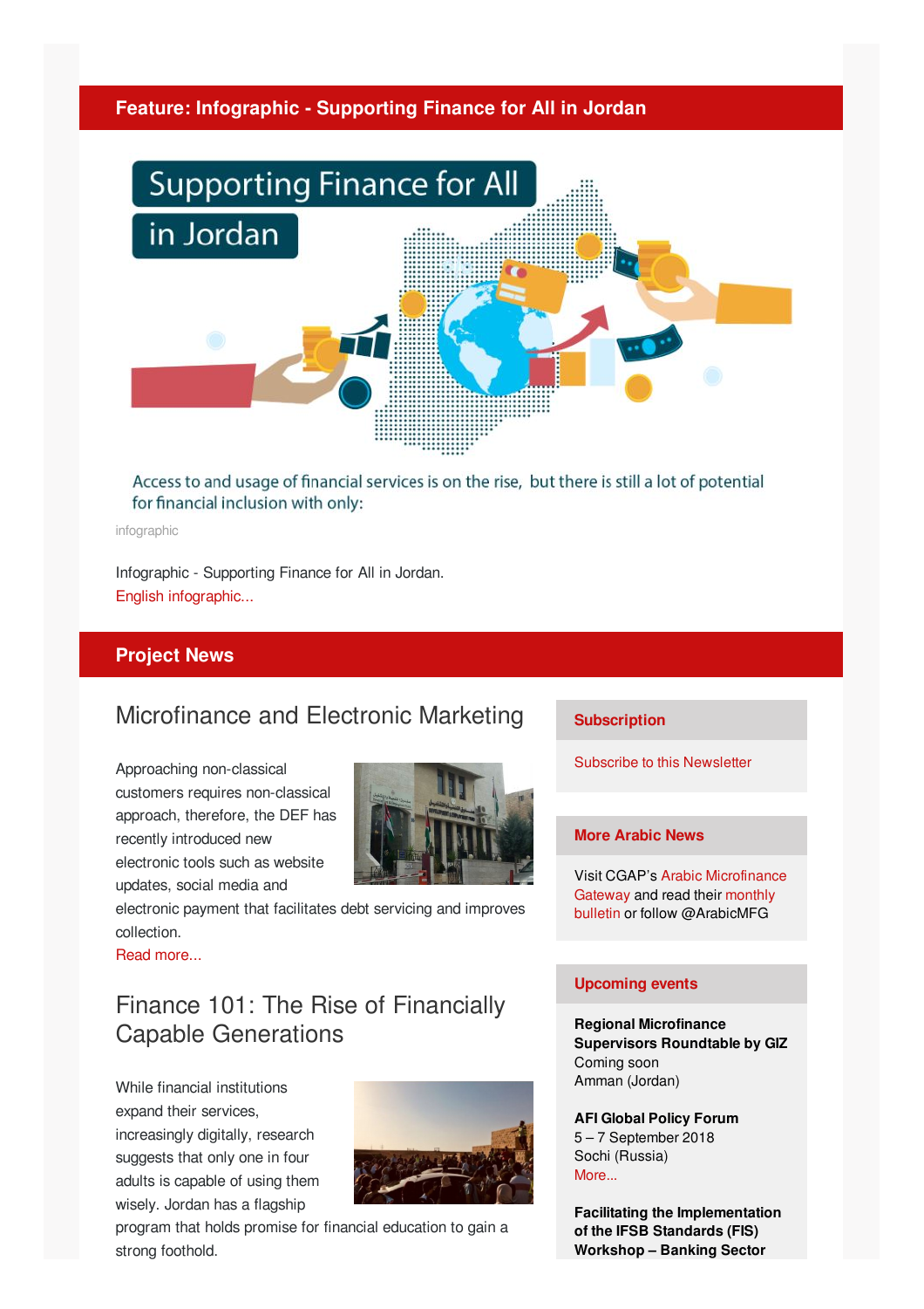## Feature: Infographic - Supporting Finance for All in Jordan

Supporting Finance for All in Jordan

Access to and usage of financial services is on the rise, but there is still a lot of potential for financial inclusion with only:

infographic

Infographic - Supporting Finance for All in Jordan.
English infographic...

## Project News

### Microfinance and Electronic Marketing

Approaching non-classical customers requires non-classical approach, therefore, the DEF has recently introduced new electronic tools such as website updates, social media and electronic payment that facilitates debt servicing and improves collection.
Read more...

### Finance 101: The Rise of Financially Capable Generations

While financial institutions expand their services, increasingly digitally, research suggests that only one in four adults is capable of using them wisely. Jordan has a flagship program that holds promise for financial education to gain a strong foothold.

### Subscription

Subscribe to this Newsletter

### More Arabic News

Visit CGAP's Arabic Microfinance Gateway and read their monthly bulletin or follow @ArabicMFG

### Upcoming events

**Regional Microfinance Supervisors Roundtable by GIZ**
Coming soon
Amman (Jordan)

**AFI Global Policy Forum**
5 – 7 September 2018
Sochi (Russia)
More...

**Facilitating the Implementation of the IFSB Standards (FIS) Workshop – Banking Sector**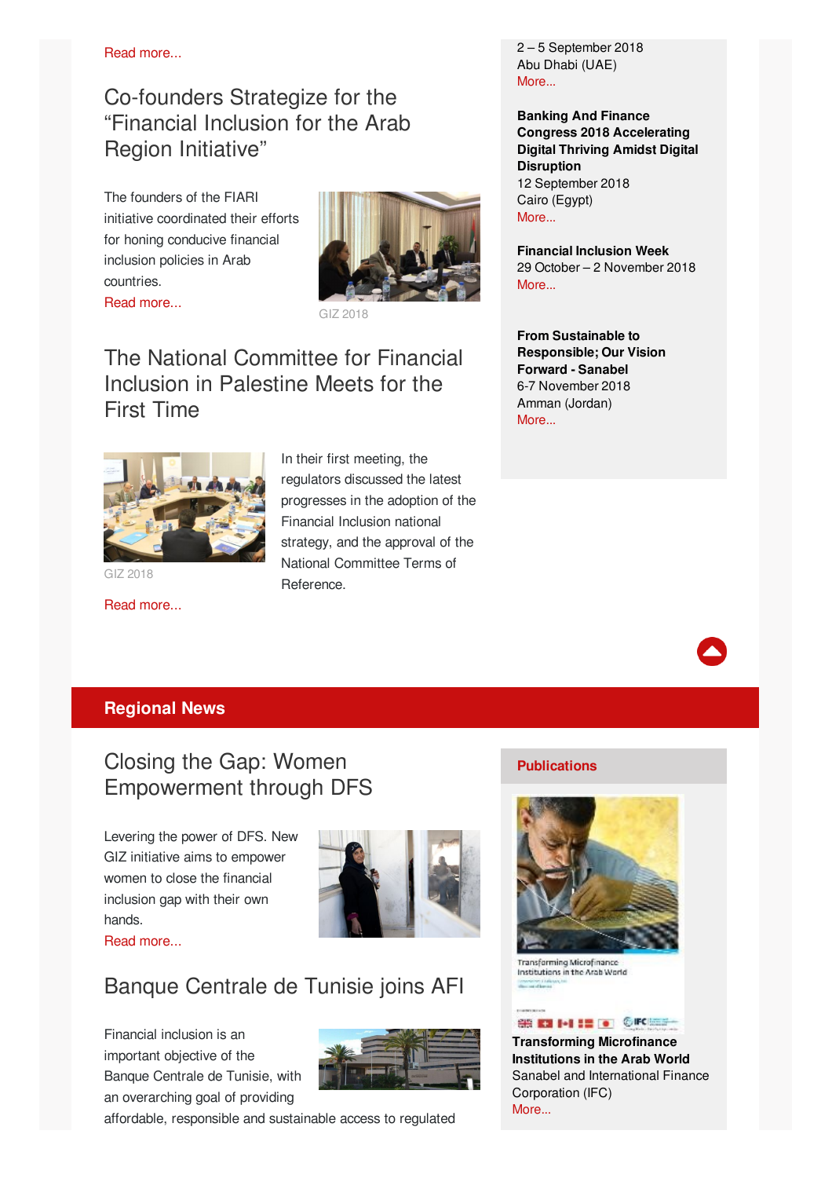Read more...

## Co-founders Strategize for the "Financial Inclusion for the Arab Region Initiative"

The founders of the FIARI initiative coordinated their efforts for honing conducive financial inclusion policies in Arab countries.

Read more...

GIZ 2018

## The National Committee for Financial Inclusion in Palestine Meets for the First Time

GIZ 2018

In their first meeting, the regulators discussed the latest progresses in the adoption of the Financial Inclusion national strategy, and the approval of the National Committee Terms of Reference.

Read more...

2 – 5 September 2018
Abu Dhabi (UAE)
More...

**Banking And Finance Congress 2018 Accelerating Digital Thriving Amidst Digital Disruption**
12 September 2018
Cairo (Egypt)
More...

**Financial Inclusion Week**
29 October – 2 November 2018
More...

**From Sustainable to Responsible; Our Vision Forward - Sanabel**
6-7 November 2018
Amman (Jordan)
More...

# Regional News

## Closing the Gap: Women Empowerment through DFS

Levering the power of DFS. New GIZ initiative aims to empower women to close the financial inclusion gap with their own hands.

Read more...

## Banque Centrale de Tunisie joins AFI

Financial inclusion is an important objective of the Banque Centrale de Tunisie, with an overarching goal of providing affordable, responsible and sustainable access to regulated

### Publications

Transforming Microfinance Institutions in the Arab World

**Transforming Microfinance Institutions in the Arab World**
Sanabel and International Finance Corporation (IFC)
More...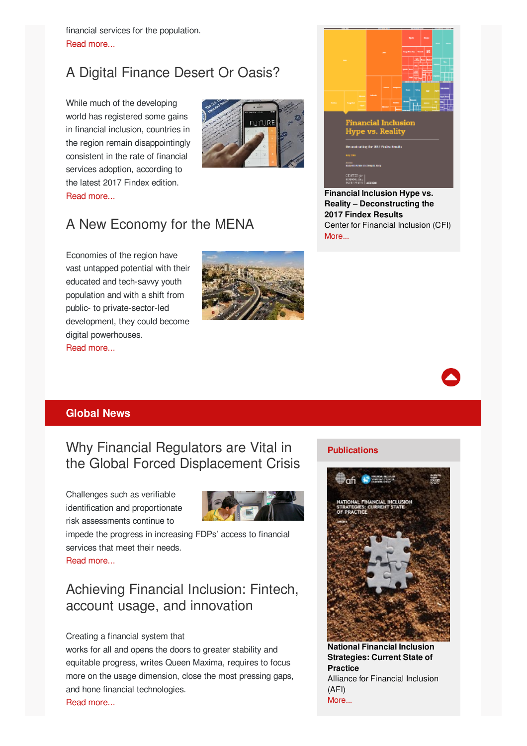financial services for the population.
Read more...

## A Digital Finance Desert Or Oasis?

While much of the developing world has registered some gains in financial inclusion, countries in the region remain disappointingly consistent in the rate of financial services adoption, according to the latest 2017 Findex edition.
Read more...

## A New Economy for the MENA

Economies of the region have vast untapped potential with their educated and tech-savvy youth population and with a shift from public- to private-sector-led development, they could become digital powerhouses.
Read more...

**Financial Inclusion Hype vs. Reality – Deconstructing the 2017 Findex Results**
Center for Financial Inclusion (CFI)
More...

## Global News

## Why Financial Regulators are Vital in the Global Forced Displacement Crisis

Challenges such as verifiable identification and proportionate risk assessments continue to impede the progress in increasing FDPs' access to financial services that meet their needs.
Read more...

## Achieving Financial Inclusion: Fintech, account usage, and innovation

Creating a financial system that works for all and opens the doors to greater stability and equitable progress, writes Queen Maxima, requires to focus more on the usage dimension, close the most pressing gaps, and hone financial technologies.
Read more...

### Publications

**National Financial Inclusion Strategies: Current State of Practice**
Alliance for Financial Inclusion (AFI)
More...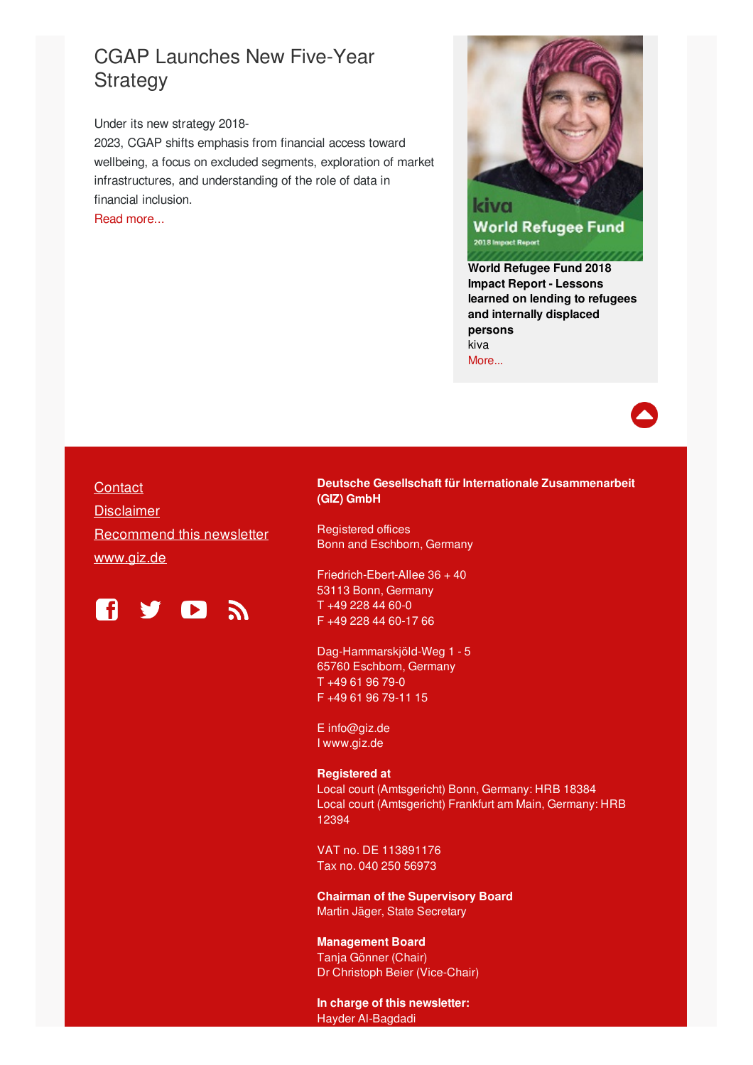## CGAP Launches New Five-Year Strategy

Under its new strategy 2018-2023, CGAP shifts emphasis from financial access toward wellbeing, a focus on excluded segments, exploration of market infrastructures, and understanding of the role of data in financial inclusion.

Read more...

**World Refugee Fund 2018 Impact Report - Lessons learned on lending to refugees and internally displaced persons**

kiva

More...

Contact

Disclaimer

Recommend this newsletter

www.giz.de

**Deutsche Gesellschaft für Internationale Zusammenarbeit (GIZ) GmbH**

Registered offices
Bonn and Eschborn, Germany

Friedrich-Ebert-Allee 36 + 40
53113 Bonn, Germany
T +49 228 44 60-0
F +49 228 44 60-17 66

Dag-Hammarskjöld-Weg 1 - 5
65760 Eschborn, Germany
T +49 61 96 79-0
F +49 61 96 79-11 15

E info@giz.de
I www.giz.de

**Registered at**
Local court (Amtsgericht) Bonn, Germany: HRB 18384
Local court (Amtsgericht) Frankfurt am Main, Germany: HRB 12394

VAT no. DE 113891176
Tax no. 040 250 56973

**Chairman of the Supervisory Board**
Martin Jäger, State Secretary

**Management Board**
Tanja Gönner (Chair)
Dr Christoph Beier (Vice-Chair)

**In charge of this newsletter:**
Hayder Al-Bagdadi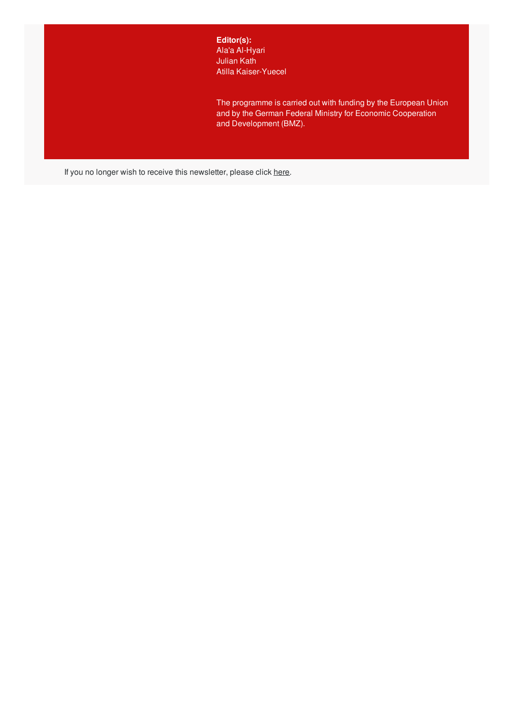**Editor(s):**
Ala'a Al-Hyari
Julian Kath
Atilla Kaiser-Yuecel

The programme is carried out with funding by the European Union and by the German Federal Ministry for Economic Cooperation and Development (BMZ).

If you no longer wish to receive this newsletter, please click here.